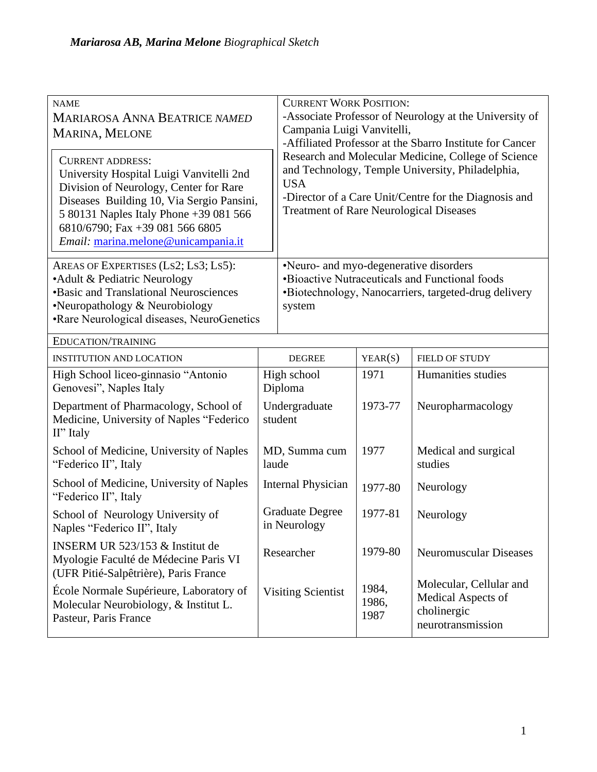| NAME<br>MARIAROSA ANNA BEATRICE *NAMED* MARINA, MELONE<br><br>CURRENT ADDRESS:<br>University Hospital Luigi Vanvitelli 2nd Division of Neurology, Center for Rare Diseases Building 10, Via Sergio Pansini, 5 80131 Naples Italy Phone +39 081 566 6810/6790; Fax +39 081 566 6805<br>*Email:* marina.melone@unicampania.it | CURRENT WORK POSITION:<br>-Associate Professor of Neurology at the University of Campania Luigi Vanvitelli,<br>-Affiliated Professor at the Sbarro Institute for Cancer Research and Molecular Medicine, College of Science and Technology, Temple University, Philadelphia, USA<br>-Director of a Care Unit/Centre for the Diagnosis and Treatment of Rare Neurological Diseases |
|---|---|
| AREAS OF EXPERTISES (LS2; LS3; LS5):<br>•Adult & Pediatric Neurology<br>•Basic and Translational Neurosciences<br>•Neuropathology & Neurobiology<br>•Rare Neurological diseases, NeuroGenetics | •Neuro- and myo-degenerative disorders<br>•Bioactive Nutraceuticals and Functional foods<br>•Biotechnology, Nanocarriers, targeted-drug delivery system |

EDUCATION/TRAINING

| INSTITUTION AND LOCATION | DEGREE | YEAR(S) | FIELD OF STUDY |
|---|---|---|---|
| High School liceo-ginnasio "Antonio Genovesi", Naples Italy | High school Diploma | 1971 | Humanities studies |
| Department of Pharmacology, School of Medicine, University of Naples "Federico II" Italy | Undergraduate student | 1973-77 | Neuropharmacology |
| School of Medicine, University of Naples "Federico II", Italy | MD, Summa cum laude | 1977 | Medical and surgical studies |
| School of Medicine, University of Naples "Federico II", Italy | Internal Physician | 1977-80 | Neurology |
| School of Neurology University of Naples "Federico II", Italy | Graduate Degree in Neurology | 1977-81 | Neurology |
| INSERM UR 523/153 & Institut de Myologie Faculté de Médecine Paris VI (UFR Pitié-Salpêtrière), Paris France | Researcher | 1979-80 | Neuromuscular Diseases |
| École Normale Supérieure, Laboratory of Molecular Neurobiology, & Institut L. Pasteur, Paris France | Visiting Scientist | 1984, 1986, 1987 | Molecular, Cellular and Medical Aspects of cholinergic neurotransmission |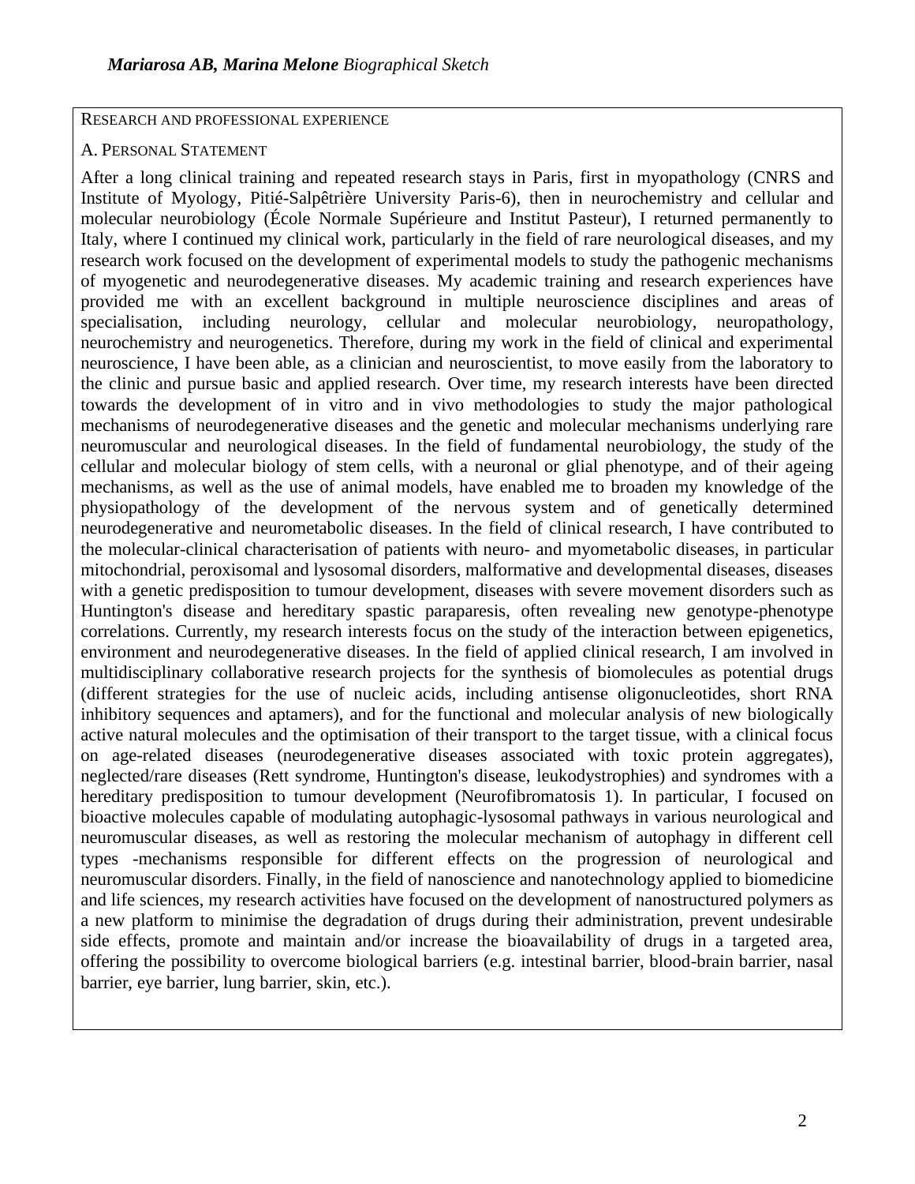RESEARCH AND PROFESSIONAL EXPERIENCE

A. PERSONAL STATEMENT

After a long clinical training and repeated research stays in Paris, first in myopathology (CNRS and Institute of Myology, Pitié-Salpêtrière University Paris-6), then in neurochemistry and cellular and molecular neurobiology (École Normale Supérieure and Institut Pasteur), I returned permanently to Italy, where I continued my clinical work, particularly in the field of rare neurological diseases, and my research work focused on the development of experimental models to study the pathogenic mechanisms of myogenetic and neurodegenerative diseases. My academic training and research experiences have provided me with an excellent background in multiple neuroscience disciplines and areas of specialisation, including neurology, cellular and molecular neurobiology, neuropathology, neurochemistry and neurogenetics. Therefore, during my work in the field of clinical and experimental neuroscience, I have been able, as a clinician and neuroscientist, to move easily from the laboratory to the clinic and pursue basic and applied research. Over time, my research interests have been directed towards the development of in vitro and in vivo methodologies to study the major pathological mechanisms of neurodegenerative diseases and the genetic and molecular mechanisms underlying rare neuromuscular and neurological diseases. In the field of fundamental neurobiology, the study of the cellular and molecular biology of stem cells, with a neuronal or glial phenotype, and of their ageing mechanisms, as well as the use of animal models, have enabled me to broaden my knowledge of the physiopathology of the development of the nervous system and of genetically determined neurodegenerative and neurometabolic diseases. In the field of clinical research, I have contributed to the molecular-clinical characterisation of patients with neuro- and myometabolic diseases, in particular mitochondrial, peroxisomal and lysosomal disorders, malformative and developmental diseases, diseases with a genetic predisposition to tumour development, diseases with severe movement disorders such as Huntington's disease and hereditary spastic paraparesis, often revealing new genotype-phenotype correlations. Currently, my research interests focus on the study of the interaction between epigenetics, environment and neurodegenerative diseases. In the field of applied clinical research, I am involved in multidisciplinary collaborative research projects for the synthesis of biomolecules as potential drugs (different strategies for the use of nucleic acids, including antisense oligonucleotides, short RNA inhibitory sequences and aptamers), and for the functional and molecular analysis of new biologically active natural molecules and the optimisation of their transport to the target tissue, with a clinical focus on age-related diseases (neurodegenerative diseases associated with toxic protein aggregates), neglected/rare diseases (Rett syndrome, Huntington's disease, leukodystrophies) and syndromes with a hereditary predisposition to tumour development (Neurofibromatosis 1). In particular, I focused on bioactive molecules capable of modulating autophagic-lysosomal pathways in various neurological and neuromuscular diseases, as well as restoring the molecular mechanism of autophagy in different cell types -mechanisms responsible for different effects on the progression of neurological and neuromuscular disorders. Finally, in the field of nanoscience and nanotechnology applied to biomedicine and life sciences, my research activities have focused on the development of nanostructured polymers as a new platform to minimise the degradation of drugs during their administration, prevent undesirable side effects, promote and maintain and/or increase the bioavailability of drugs in a targeted area, offering the possibility to overcome biological barriers (e.g. intestinal barrier, blood-brain barrier, nasal barrier, eye barrier, lung barrier, skin, etc.).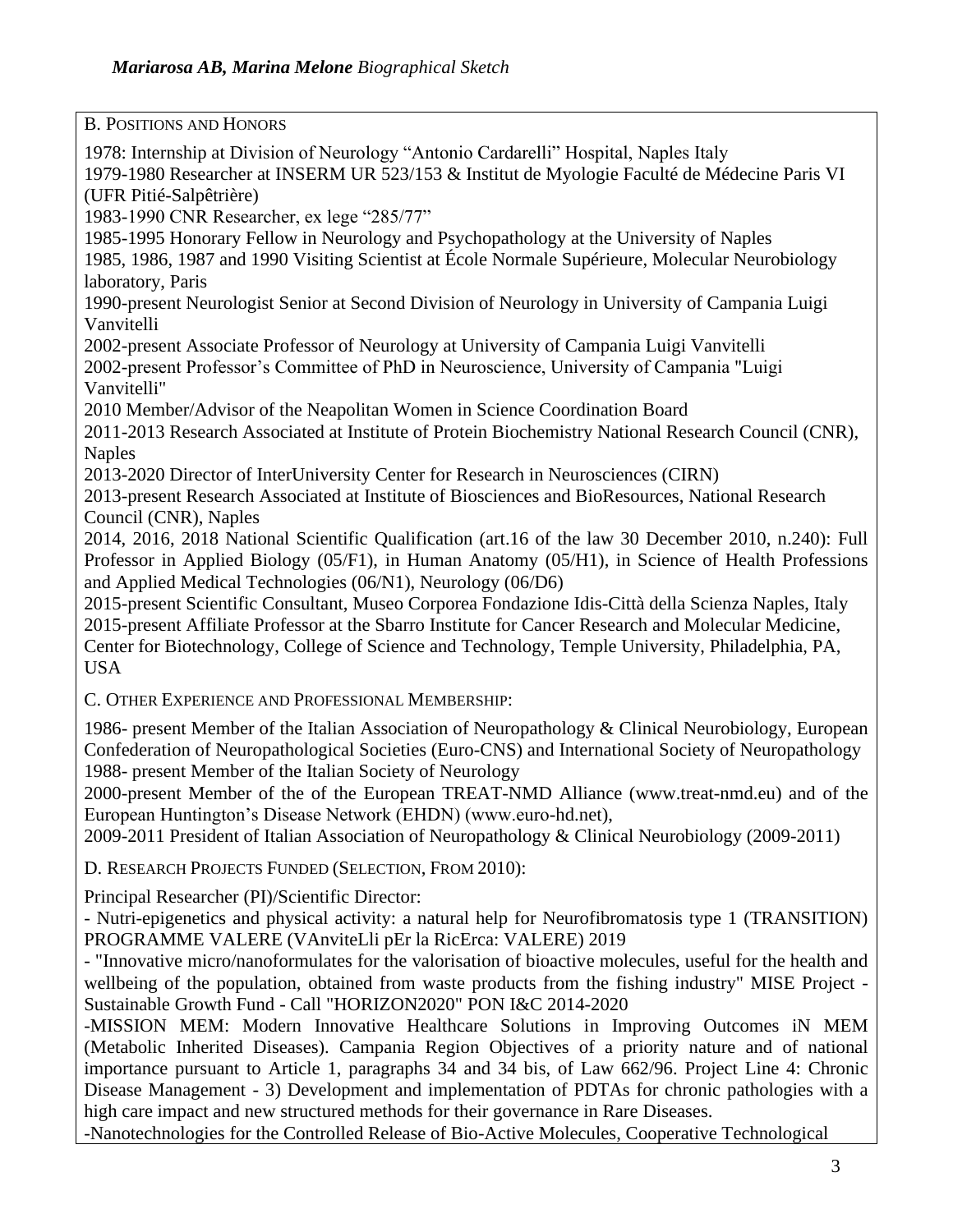B. Positions and Honors

1978: Internship at Division of Neurology "Antonio Cardarelli" Hospital, Naples Italy
1979-1980 Researcher at INSERM UR 523/153 & Institut de Myologie Faculté de Médecine Paris VI (UFR Pitié-Salpêtrière)
1983-1990 CNR Researcher, ex lege "285/77"
1985-1995 Honorary Fellow in Neurology and Psychopathology at the University of Naples
1985, 1986, 1987 and 1990 Visiting Scientist at École Normale Supérieure, Molecular Neurobiology laboratory, Paris
1990-present Neurologist Senior at Second Division of Neurology in University of Campania Luigi Vanvitelli
2002-present Associate Professor of Neurology at University of Campania Luigi Vanvitelli
2002-present Professor's Committee of PhD in Neuroscience, University of Campania "Luigi Vanvitelli"
2010 Member/Advisor of the Neapolitan Women in Science Coordination Board
2011-2013 Research Associated at Institute of Protein Biochemistry National Research Council (CNR), Naples
2013-2020 Director of InterUniversity Center for Research in Neurosciences (CIRN)
2013-present Research Associated at Institute of Biosciences and BioResources, National Research Council (CNR), Naples
2014, 2016, 2018 National Scientific Qualification (art.16 of the law 30 December 2010, n.240): Full Professor in Applied Biology (05/F1), in Human Anatomy (05/H1), in Science of Health Professions and Applied Medical Technologies (06/N1), Neurology (06/D6)
2015-present Scientific Consultant, Museo Corporea Fondazione Idis-Città della Scienza Naples, Italy
2015-present Affiliate Professor at the Sbarro Institute for Cancer Research and Molecular Medicine, Center for Biotechnology, College of Science and Technology, Temple University, Philadelphia, PA, USA

C. Other Experience and Professional Membership:

1986- present Member of the Italian Association of Neuropathology & Clinical Neurobiology, European Confederation of Neuropathological Societies (Euro-CNS) and International Society of Neuropathology
1988- present Member of the Italian Society of Neurology
2000-present Member of the of the European TREAT-NMD Alliance (www.treat-nmd.eu) and of the European Huntington's Disease Network (EHDN) (www.euro-hd.net),
2009-2011 President of Italian Association of Neuropathology & Clinical Neurobiology (2009-2011)

D. Research Projects Funded (Selection, from 2010):

Principal Researcher (PI)/Scientific Director:

- Nutri-epigenetics and physical activity: a natural help for Neurofibromatosis type 1 (TRANSITION) PROGRAMME VALERE (VAnviteLli pEr la RicErca: VALERE) 2019
- "Innovative micro/nanoformulates for the valorisation of bioactive molecules, useful for the health and wellbeing of the population, obtained from waste products from the fishing industry" MISE Project - Sustainable Growth Fund - Call "HORIZON2020" PON I&C 2014-2020
- MISSION MEM: Modern Innovative Healthcare Solutions in Improving Outcomes iN MEM (Metabolic Inherited Diseases). Campania Region Objectives of a priority nature and of national importance pursuant to Article 1, paragraphs 34 and 34 bis, of Law 662/96. Project Line 4: Chronic Disease Management - 3) Development and implementation of PDTAs for chronic pathologies with a high care impact and new structured methods for their governance in Rare Diseases.
- Nanotechnologies for the Controlled Release of Bio-Active Molecules, Cooperative Technological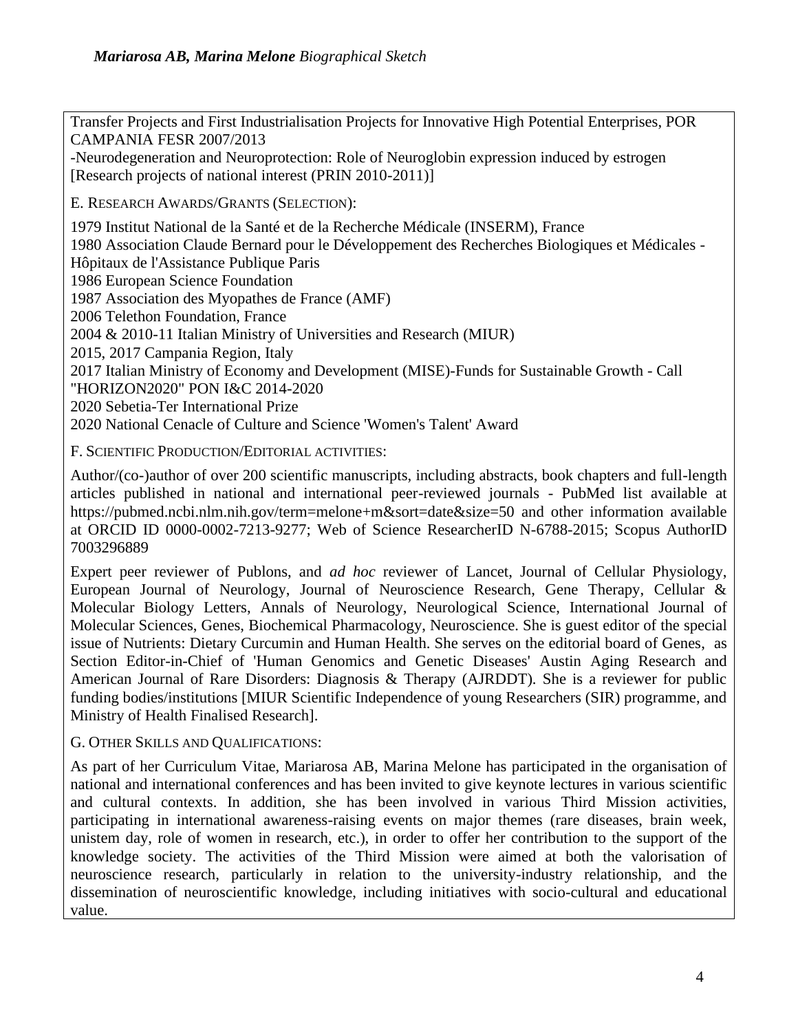Transfer Projects and First Industrialisation Projects for Innovative High Potential Enterprises, POR CAMPANIA FESR 2007/2013

-Neurodegeneration and Neuroprotection: Role of Neuroglobin expression induced by estrogen [Research projects of national interest (PRIN 2010-2011)]

E. RESEARCH AWARDS/GRANTS (SELECTION):

1979 Institut National de la Santé et de la Recherche Médicale (INSERM), France
1980 Association Claude Bernard pour le Développement des Recherches Biologiques et Médicales - Hôpitaux de l'Assistance Publique Paris
1986 European Science Foundation
1987 Association des Myopathes de France (AMF)
2006 Telethon Foundation, France
2004 & 2010-11 Italian Ministry of Universities and Research (MIUR)
2015, 2017 Campania Region, Italy
2017 Italian Ministry of Economy and Development (MISE)-Funds for Sustainable Growth - Call "HORIZON2020" PON I&C 2014-2020
2020 Sebetia-Ter International Prize
2020 National Cenacle of Culture and Science 'Women's Talent' Award

F. SCIENTIFIC PRODUCTION/EDITORIAL ACTIVITIES:

Author/(co-)author of over 200 scientific manuscripts, including abstracts, book chapters and full-length articles published in national and international peer-reviewed journals - PubMed list available at https://pubmed.ncbi.nlm.nih.gov/term=melone+m&sort=date&size=50 and other information available at ORCID ID 0000-0002-7213-9277; Web of Science ResearcherID N-6788-2015; Scopus AuthorID 7003296889

Expert peer reviewer of Publons, and *ad hoc* reviewer of Lancet, Journal of Cellular Physiology, European Journal of Neurology, Journal of Neuroscience Research, Gene Therapy, Cellular & Molecular Biology Letters, Annals of Neurology, Neurological Science, International Journal of Molecular Sciences, Genes, Biochemical Pharmacology, Neuroscience. She is guest editor of the special issue of Nutrients: Dietary Curcumin and Human Health. She serves on the editorial board of Genes, as Section Editor-in-Chief of 'Human Genomics and Genetic Diseases' Austin Aging Research and American Journal of Rare Disorders: Diagnosis & Therapy (AJRDDT). She is a reviewer for public funding bodies/institutions [MIUR Scientific Independence of young Researchers (SIR) programme, and Ministry of Health Finalised Research].

G. OTHER SKILLS AND QUALIFICATIONS:

As part of her Curriculum Vitae, Mariarosa AB, Marina Melone has participated in the organisation of national and international conferences and has been invited to give keynote lectures in various scientific and cultural contexts. In addition, she has been involved in various Third Mission activities, participating in international awareness-raising events on major themes (rare diseases, brain week, unistem day, role of women in research, etc.), in order to offer her contribution to the support of the knowledge society. The activities of the Third Mission were aimed at both the valorisation of neuroscience research, particularly in relation to the university-industry relationship, and the dissemination of neuroscientific knowledge, including initiatives with socio-cultural and educational value.